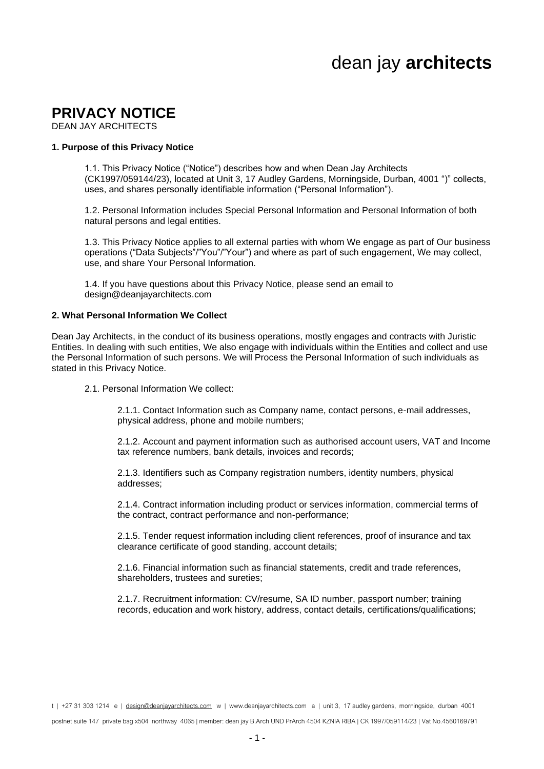dean jay **architects**

# PRIVACY NOTICE

DEAN JAY ARCHITECTS

**1. Purpose of this Privacy Notice**

1.1. This Privacy Notice ("Notice") describes how and when Dean Jay Architects (CK1997/059144/23), located at Unit 3, 17 Audley Gardens, Morningside, Durban, 4001 ")" collects, uses, and shares personally identifiable information ("Personal Information").

1.2. Personal Information includes Special Personal Information and Personal Information of both natural persons and legal entities.

1.3. This Privacy Notice applies to all external parties with whom We engage as part of Our business operations ("Data Subjects"/"You"/"Your") and where as part of such engagement, We may collect, use, and share Your Personal Information.

1.4. If you have questions about this Privacy Notice, please send an email to design@deanjayarchitects.com

**2. What Personal Information We Collect**

Dean Jay Architects, in the conduct of its business operations, mostly engages and contracts with Juristic Entities. In dealing with such entities, We also engage with individuals within the Entities and collect and use the Personal Information of such persons. We will Process the Personal Information of such individuals as stated in this Privacy Notice.

2.1. Personal Information We collect:

2.1.1. Contact Information such as Company name, contact persons, e-mail addresses, physical address, phone and mobile numbers;

2.1.2. Account and payment information such as authorised account users, VAT and Income tax reference numbers, bank details, invoices and records;

2.1.3. Identifiers such as Company registration numbers, identity numbers, physical addresses;

2.1.4. Contract information including product or services information, commercial terms of the contract, contract performance and non-performance;

2.1.5. Tender request information including client references, proof of insurance and tax clearance certificate of good standing, account details;

2.1.6. Financial information such as financial statements, credit and trade references, shareholders, trustees and sureties;

2.1.7. Recruitment information: CV/resume, SA ID number, passport number; training records, education and work history, address, contact details, certifications/qualifications;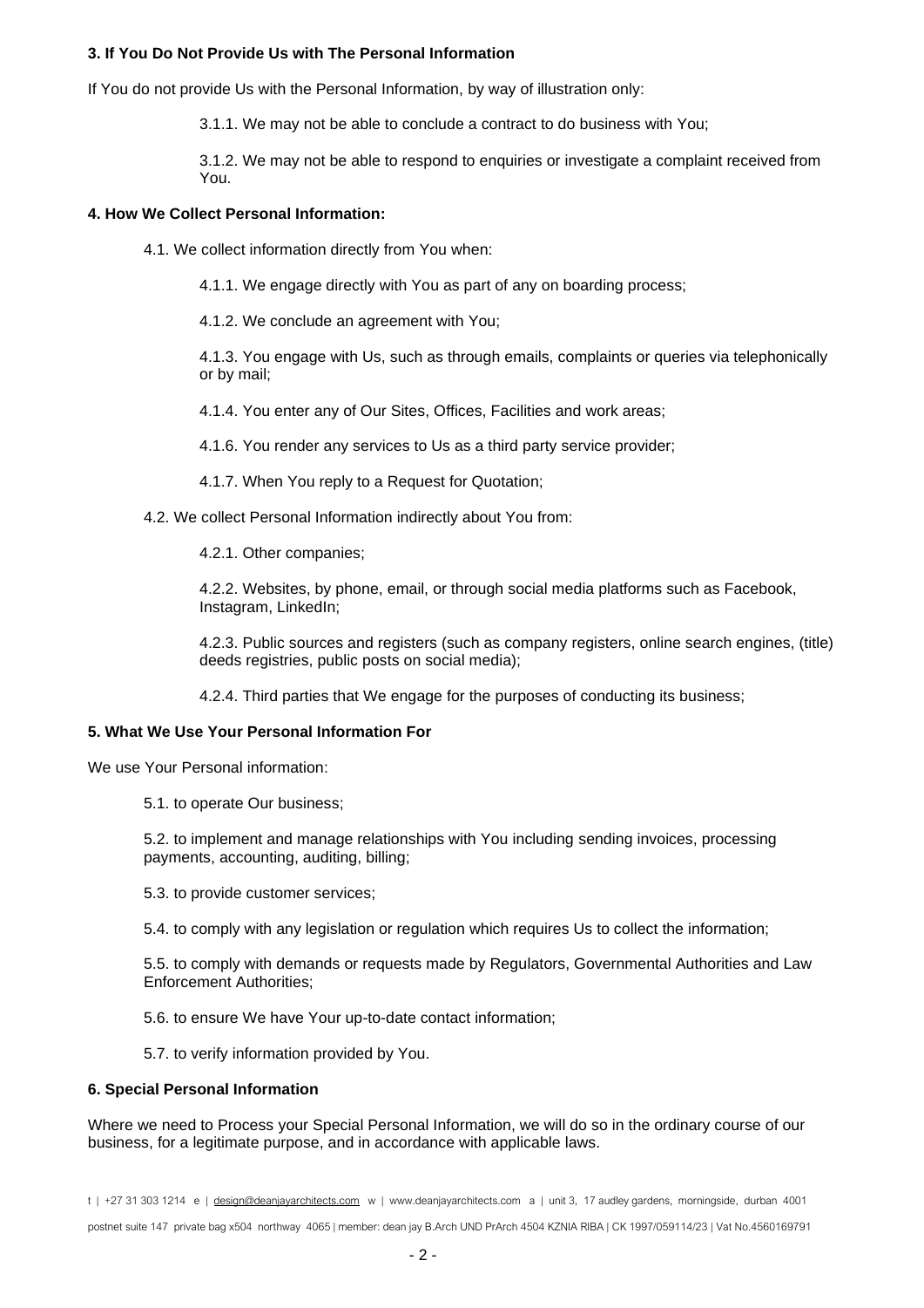**3. If You Do Not Provide Us with The Personal Information**

If You do not provide Us with the Personal Information, by way of illustration only:

3.1.1. We may not be able to conclude a contract to do business with You;

3.1.2. We may not be able to respond to enquiries or investigate a complaint received from You.

**4. How We Collect Personal Information:**

4.1. We collect information directly from You when:

4.1.1. We engage directly with You as part of any on boarding process;

4.1.2. We conclude an agreement with You;

4.1.3. You engage with Us, such as through emails, complaints or queries via telephonically or by mail;

4.1.4. You enter any of Our Sites, Offices, Facilities and work areas;

4.1.6. You render any services to Us as a third party service provider;

4.1.7. When You reply to a Request for Quotation;

4.2. We collect Personal Information indirectly about You from:

4.2.1. Other companies;

4.2.2. Websites, by phone, email, or through social media platforms such as Facebook, Instagram, LinkedIn;

4.2.3. Public sources and registers (such as company registers, online search engines, (title) deeds registries, public posts on social media);

4.2.4. Third parties that We engage for the purposes of conducting its business;

**5. What We Use Your Personal Information For**

We use Your Personal information:

5.1. to operate Our business;

5.2. to implement and manage relationships with You including sending invoices, processing payments, accounting, auditing, billing;

5.3. to provide customer services;

5.4. to comply with any legislation or regulation which requires Us to collect the information;

5.5. to comply with demands or requests made by Regulators, Governmental Authorities and Law Enforcement Authorities;

5.6. to ensure We have Your up-to-date contact information;

5.7. to verify information provided by You.

**6. Special Personal Information**

Where we need to Process your Special Personal Information, we will do so in the ordinary course of our business, for a legitimate purpose, and in accordance with applicable laws.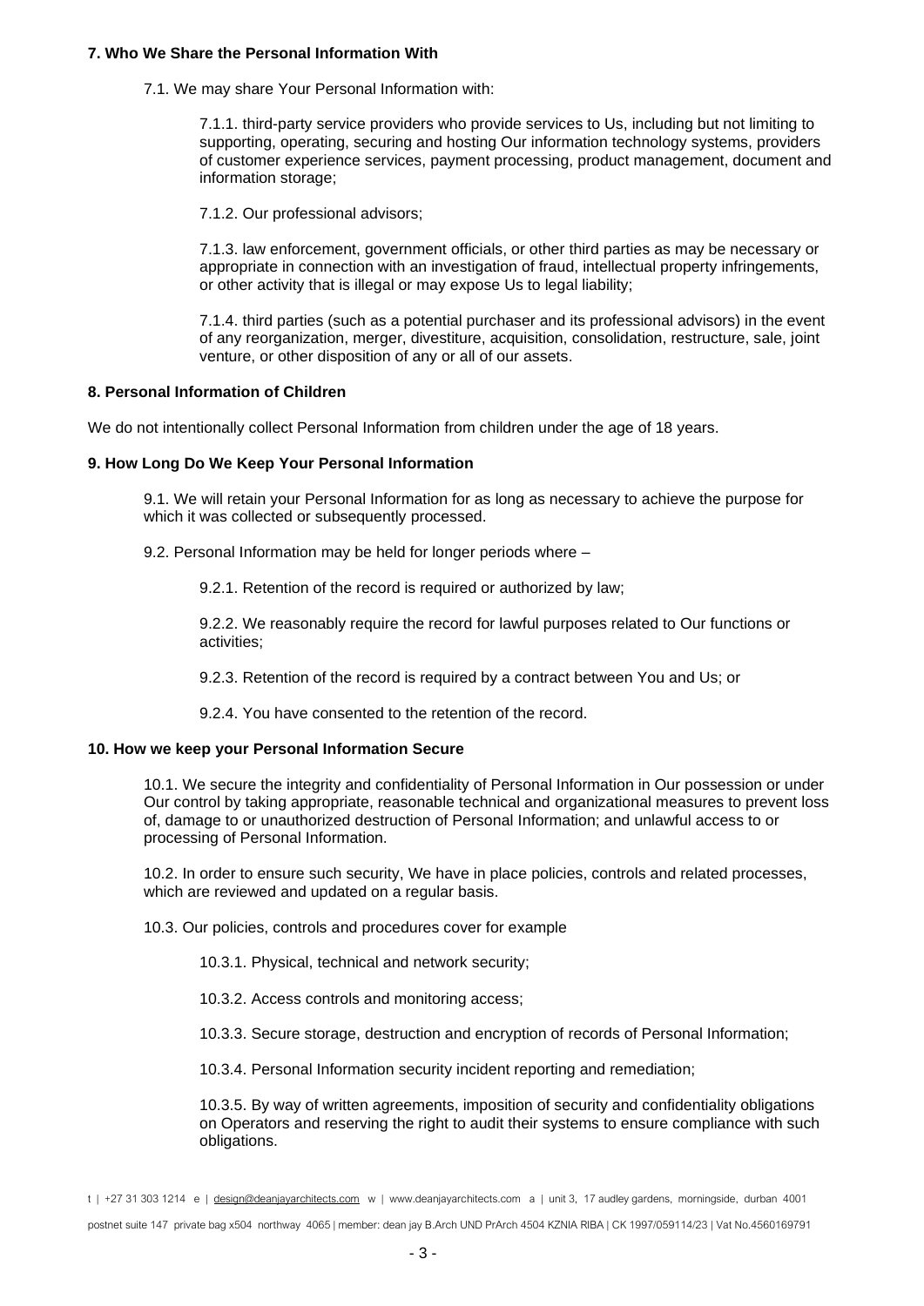**7. Who We Share the Personal Information With**

7.1. We may share Your Personal Information with:

7.1.1. third-party service providers who provide services to Us, including but not limiting to supporting, operating, securing and hosting Our information technology systems, providers of customer experience services, payment processing, product management, document and information storage;

7.1.2. Our professional advisors;

7.1.3. law enforcement, government officials, or other third parties as may be necessary or appropriate in connection with an investigation of fraud, intellectual property infringements, or other activity that is illegal or may expose Us to legal liability;

7.1.4. third parties (such as a potential purchaser and its professional advisors) in the event of any reorganization, merger, divestiture, acquisition, consolidation, restructure, sale, joint venture, or other disposition of any or all of our assets.

**8. Personal Information of Children**

We do not intentionally collect Personal Information from children under the age of 18 years.

**9. How Long Do We Keep Your Personal Information**

9.1. We will retain your Personal Information for as long as necessary to achieve the purpose for which it was collected or subsequently processed.

9.2. Personal Information may be held for longer periods where –

9.2.1. Retention of the record is required or authorized by law;

9.2.2. We reasonably require the record for lawful purposes related to Our functions or activities;

9.2.3. Retention of the record is required by a contract between You and Us; or

9.2.4. You have consented to the retention of the record.

**10. How we keep your Personal Information Secure**

10.1. We secure the integrity and confidentiality of Personal Information in Our possession or under Our control by taking appropriate, reasonable technical and organizational measures to prevent loss of, damage to or unauthorized destruction of Personal Information; and unlawful access to or processing of Personal Information.

10.2. In order to ensure such security, We have in place policies, controls and related processes, which are reviewed and updated on a regular basis.

10.3. Our policies, controls and procedures cover for example

10.3.1. Physical, technical and network security;

10.3.2. Access controls and monitoring access;

10.3.3. Secure storage, destruction and encryption of records of Personal Information;

10.3.4. Personal Information security incident reporting and remediation;

10.3.5. By way of written agreements, imposition of security and confidentiality obligations on Operators and reserving the right to audit their systems to ensure compliance with such obligations.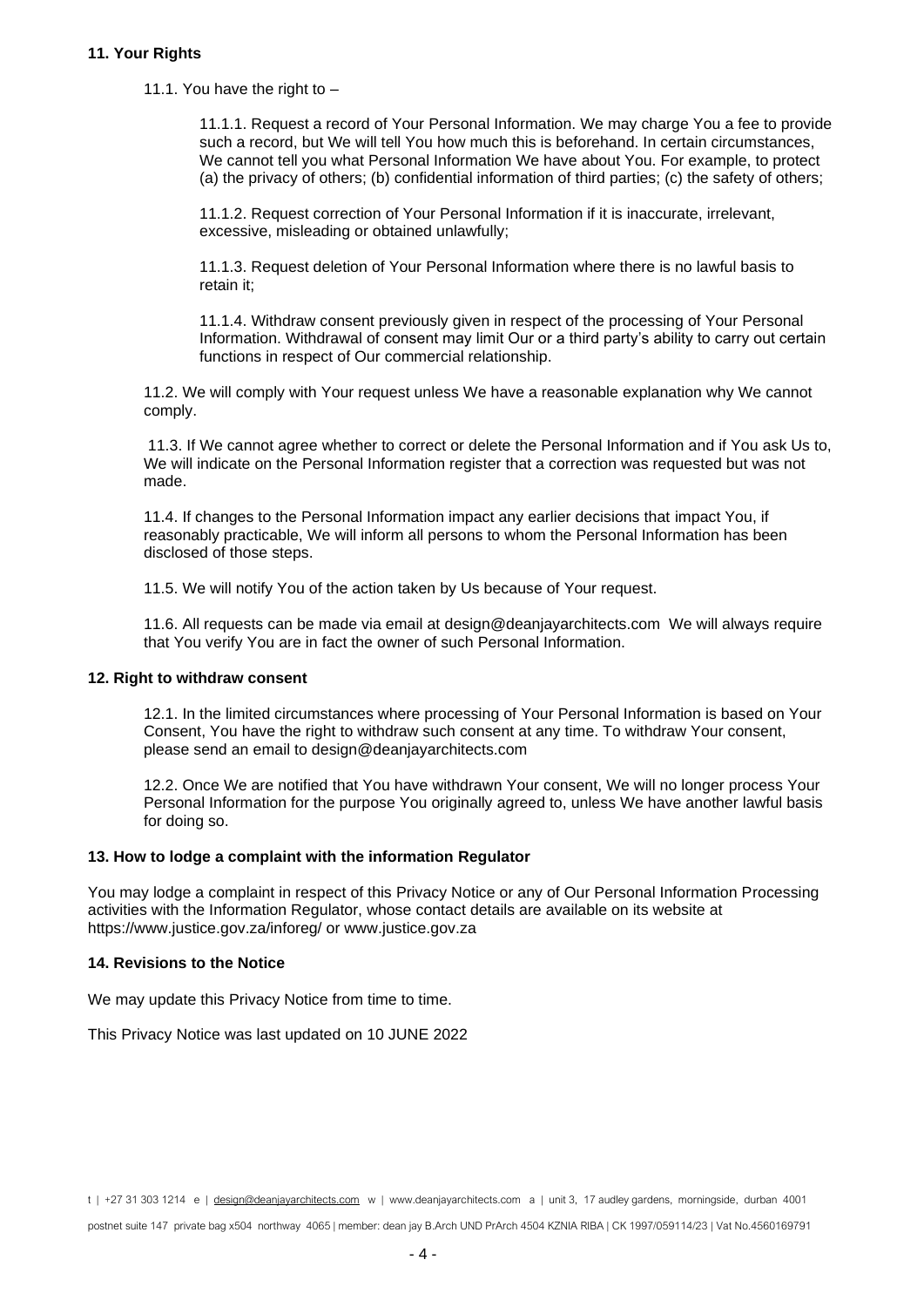**11. Your Rights**

11.1. You have the right to –

11.1.1. Request a record of Your Personal Information. We may charge You a fee to provide such a record, but We will tell You how much this is beforehand. In certain circumstances, We cannot tell you what Personal Information We have about You. For example, to protect (a) the privacy of others; (b) confidential information of third parties; (c) the safety of others;

11.1.2. Request correction of Your Personal Information if it is inaccurate, irrelevant, excessive, misleading or obtained unlawfully;

11.1.3. Request deletion of Your Personal Information where there is no lawful basis to retain it;

11.1.4. Withdraw consent previously given in respect of the processing of Your Personal Information. Withdrawal of consent may limit Our or a third party's ability to carry out certain functions in respect of Our commercial relationship.

11.2. We will comply with Your request unless We have a reasonable explanation why We cannot comply.

11.3. If We cannot agree whether to correct or delete the Personal Information and if You ask Us to, We will indicate on the Personal Information register that a correction was requested but was not made.

11.4. If changes to the Personal Information impact any earlier decisions that impact You, if reasonably practicable, We will inform all persons to whom the Personal Information has been disclosed of those steps.

11.5. We will notify You of the action taken by Us because of Your request.

11.6. All requests can be made via email at design@deanjayarchitects.com We will always require that You verify You are in fact the owner of such Personal Information.

**12. Right to withdraw consent**

12.1. In the limited circumstances where processing of Your Personal Information is based on Your Consent, You have the right to withdraw such consent at any time. To withdraw Your consent, please send an email to design@deanjayarchitects.com

12.2. Once We are notified that You have withdrawn Your consent, We will no longer process Your Personal Information for the purpose You originally agreed to, unless We have another lawful basis for doing so.

**13. How to lodge a complaint with the information Regulator**

You may lodge a complaint in respect of this Privacy Notice or any of Our Personal Information Processing activities with the Information Regulator, whose contact details are available on its website at https://www.justice.gov.za/inforeg/ or www.justice.gov.za

**14. Revisions to the Notice**

We may update this Privacy Notice from time to time.

This Privacy Notice was last updated on 10 JUNE 2022